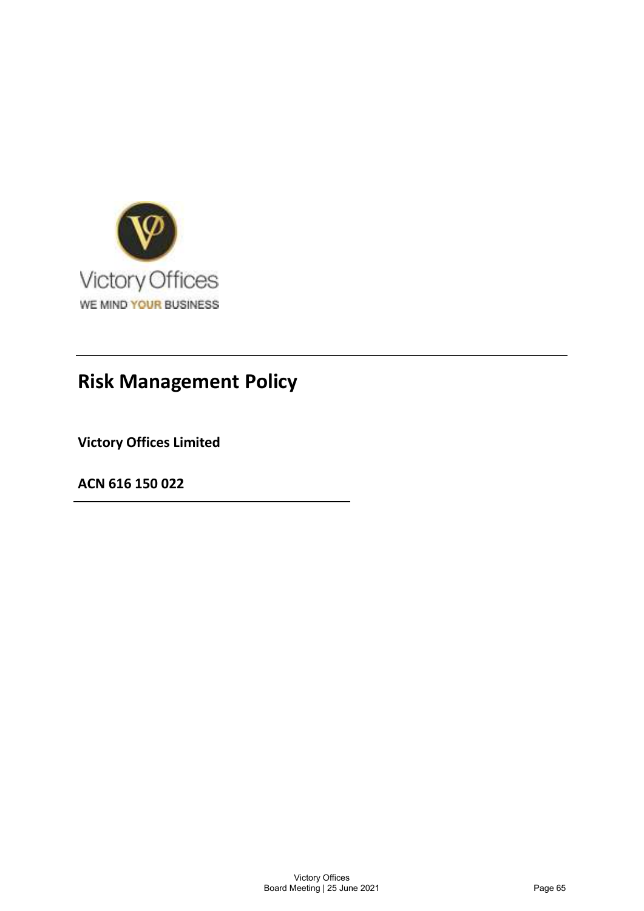Victory Offices

WE MIND YOUR BUSINESS

# Risk Management Policy

**Victory Offices Limited**

**ACN 616 150 022**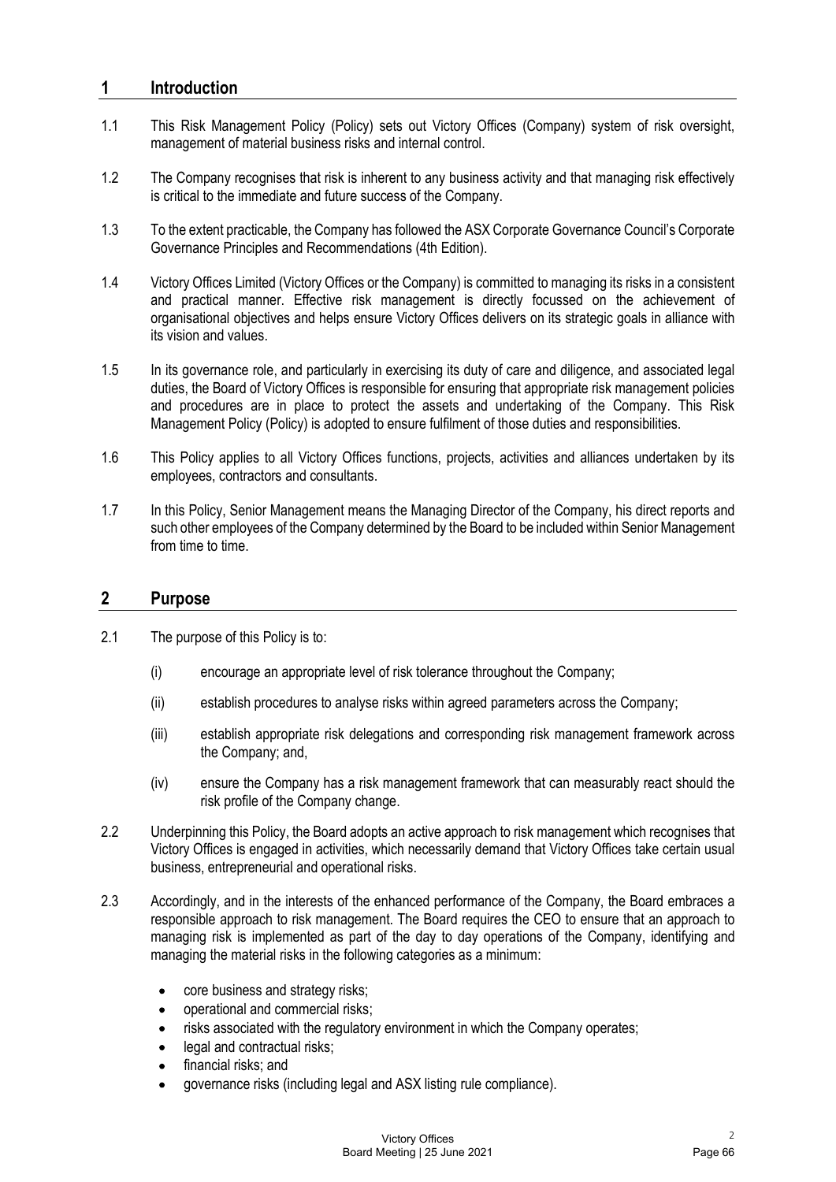## 1 Introduction

1.1 This Risk Management Policy (Policy) sets out Victory Offices (Company) system of risk oversight, management of material business risks and internal control.

1.2 The Company recognises that risk is inherent to any business activity and that managing risk effectively is critical to the immediate and future success of the Company.

1.3 To the extent practicable, the Company has followed the ASX Corporate Governance Council's Corporate Governance Principles and Recommendations (4th Edition).

1.4 Victory Offices Limited (Victory Offices or the Company) is committed to managing its risks in a consistent and practical manner. Effective risk management is directly focussed on the achievement of organisational objectives and helps ensure Victory Offices delivers on its strategic goals in alliance with its vision and values.

1.5 In its governance role, and particularly in exercising its duty of care and diligence, and associated legal duties, the Board of Victory Offices is responsible for ensuring that appropriate risk management policies and procedures are in place to protect the assets and undertaking of the Company. This Risk Management Policy (Policy) is adopted to ensure fulfilment of those duties and responsibilities.

1.6 This Policy applies to all Victory Offices functions, projects, activities and alliances undertaken by its employees, contractors and consultants.

1.7 In this Policy, Senior Management means the Managing Director of the Company, his direct reports and such other employees of the Company determined by the Board to be included within Senior Management from time to time.

## 2 Purpose

2.1 The purpose of this Policy is to:

(i) encourage an appropriate level of risk tolerance throughout the Company;

(ii) establish procedures to analyse risks within agreed parameters across the Company;

(iii) establish appropriate risk delegations and corresponding risk management framework across the Company; and,

(iv) ensure the Company has a risk management framework that can measurably react should the risk profile of the Company change.

2.2 Underpinning this Policy, the Board adopts an active approach to risk management which recognises that Victory Offices is engaged in activities, which necessarily demand that Victory Offices take certain usual business, entrepreneurial and operational risks.

2.3 Accordingly, and in the interests of the enhanced performance of the Company, the Board embraces a responsible approach to risk management. The Board requires the CEO to ensure that an approach to managing risk is implemented as part of the day to day operations of the Company, identifying and managing the material risks in the following categories as a minimum:

- core business and strategy risks;
- operational and commercial risks;
- risks associated with the regulatory environment in which the Company operates;
- legal and contractual risks;
- financial risks; and
- governance risks (including legal and ASX listing rule compliance).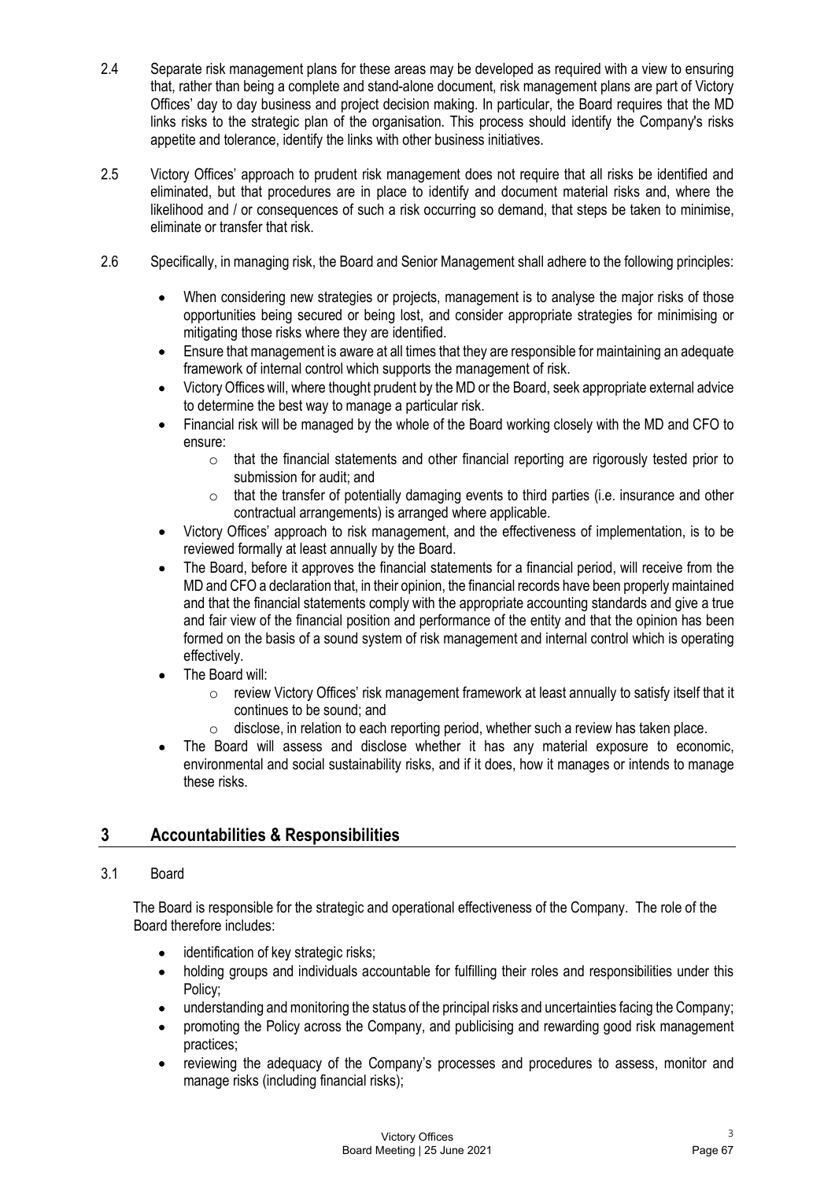2.4 Separate risk management plans for these areas may be developed as required with a view to ensuring that, rather than being a complete and stand-alone document, risk management plans are part of Victory Offices' day to day business and project decision making. In particular, the Board requires that the MD links risks to the strategic plan of the organisation. This process should identify the Company's risks appetite and tolerance, identify the links with other business initiatives.

2.5 Victory Offices' approach to prudent risk management does not require that all risks be identified and eliminated, but that procedures are in place to identify and document material risks and, where the likelihood and / or consequences of such a risk occurring so demand, that steps be taken to minimise, eliminate or transfer that risk.

2.6 Specifically, in managing risk, the Board and Senior Management shall adhere to the following principles:

- When considering new strategies or projects, management is to analyse the major risks of those opportunities being secured or being lost, and consider appropriate strategies for minimising or mitigating those risks where they are identified.
- Ensure that management is aware at all times that they are responsible for maintaining an adequate framework of internal control which supports the management of risk.
- Victory Offices will, where thought prudent by the MD or the Board, seek appropriate external advice to determine the best way to manage a particular risk.
- Financial risk will be managed by the whole of the Board working closely with the MD and CFO to ensure:
  - that the financial statements and other financial reporting are rigorously tested prior to submission for audit; and
  - that the transfer of potentially damaging events to third parties (i.e. insurance and other contractual arrangements) is arranged where applicable.
- Victory Offices' approach to risk management, and the effectiveness of implementation, is to be reviewed formally at least annually by the Board.
- The Board, before it approves the financial statements for a financial period, will receive from the MD and CFO a declaration that, in their opinion, the financial records have been properly maintained and that the financial statements comply with the appropriate accounting standards and give a true and fair view of the financial position and performance of the entity and that the opinion has been formed on the basis of a sound system of risk management and internal control which is operating effectively.
- The Board will:
  - review Victory Offices' risk management framework at least annually to satisfy itself that it continues to be sound; and
  - disclose, in relation to each reporting period, whether such a review has taken place.
- The Board will assess and disclose whether it has any material exposure to economic, environmental and social sustainability risks, and if it does, how it manages or intends to manage these risks.

## 3 Accountabilities & Responsibilities

3.1 Board

The Board is responsible for the strategic and operational effectiveness of the Company. The role of the Board therefore includes:

- identification of key strategic risks;
- holding groups and individuals accountable for fulfilling their roles and responsibilities under this Policy;
- understanding and monitoring the status of the principal risks and uncertainties facing the Company;
- promoting the Policy across the Company, and publicising and rewarding good risk management practices;
- reviewing the adequacy of the Company's processes and procedures to assess, monitor and manage risks (including financial risks);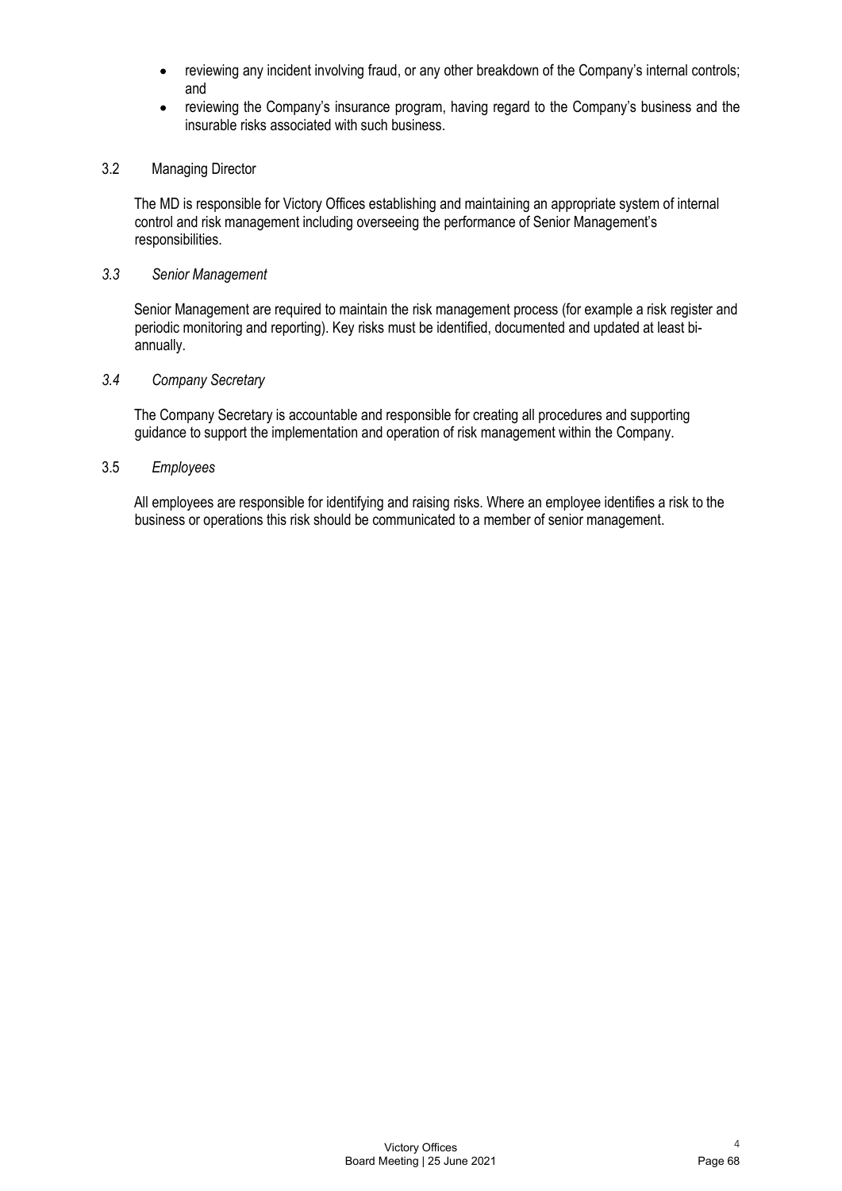- reviewing any incident involving fraud, or any other breakdown of the Company's internal controls; and
- reviewing the Company's insurance program, having regard to the Company's business and the insurable risks associated with such business.

### 3.2 Managing Director

The MD is responsible for Victory Offices establishing and maintaining an appropriate system of internal control and risk management including overseeing the performance of Senior Management's responsibilities.

### *3.3 Senior Management*

Senior Management are required to maintain the risk management process (for example a risk register and periodic monitoring and reporting). Key risks must be identified, documented and updated at least bi-annually.

### *3.4 Company Secretary*

The Company Secretary is accountable and responsible for creating all procedures and supporting guidance to support the implementation and operation of risk management within the Company.

### 3.5 *Employees*

All employees are responsible for identifying and raising risks. Where an employee identifies a risk to the business or operations this risk should be communicated to a member of senior management.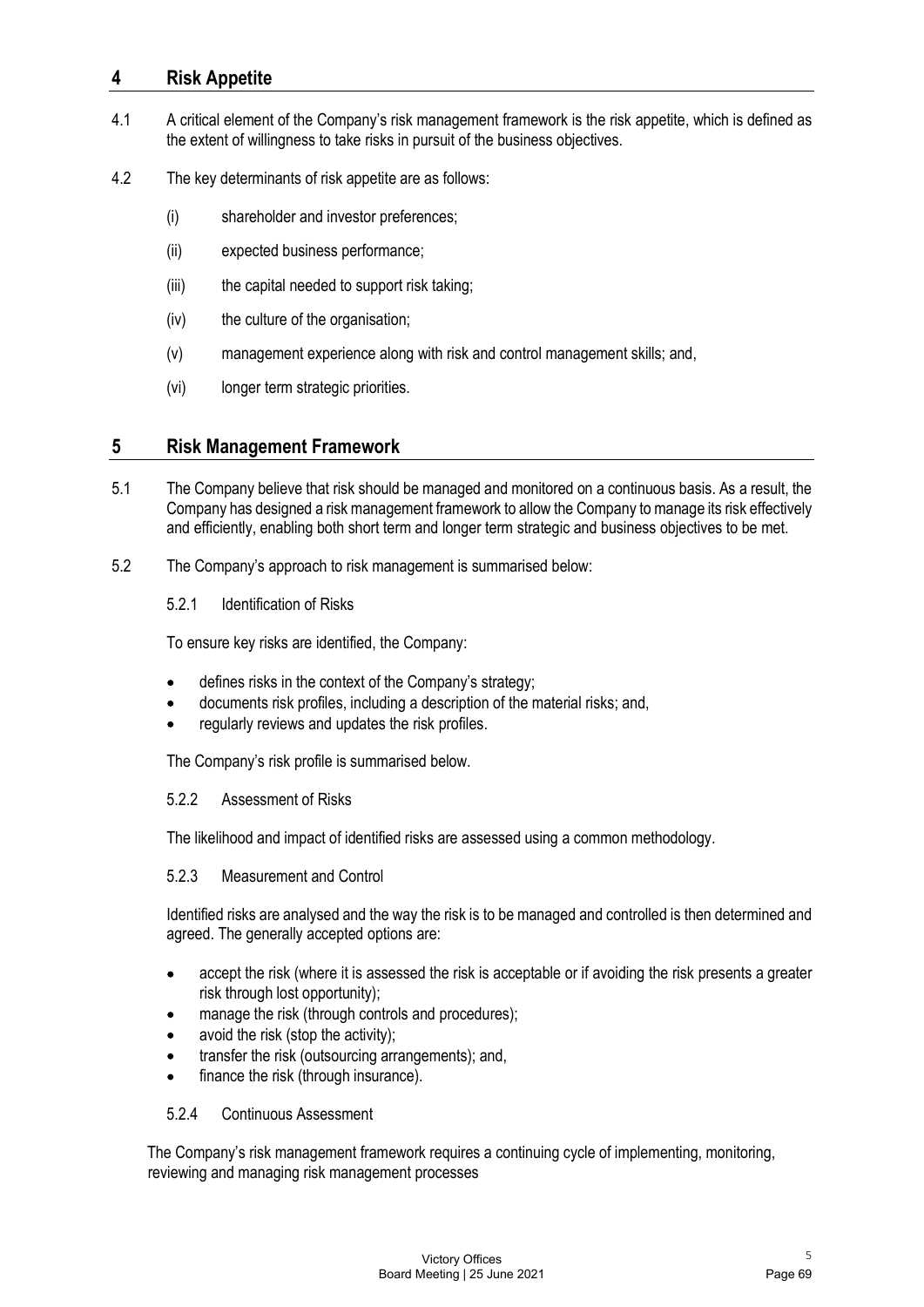## 4 Risk Appetite

4.1 A critical element of the Company's risk management framework is the risk appetite, which is defined as the extent of willingness to take risks in pursuit of the business objectives.

4.2 The key determinants of risk appetite are as follows:

(i) shareholder and investor preferences;

(ii) expected business performance;

(iii) the capital needed to support risk taking;

(iv) the culture of the organisation;

(v) management experience along with risk and control management skills; and,

(vi) longer term strategic priorities.

## 5 Risk Management Framework

5.1 The Company believe that risk should be managed and monitored on a continuous basis. As a result, the Company has designed a risk management framework to allow the Company to manage its risk effectively and efficiently, enabling both short term and longer term strategic and business objectives to be met.

5.2 The Company's approach to risk management is summarised below:

### 5.2.1 Identification of Risks

To ensure key risks are identified, the Company:

- defines risks in the context of the Company's strategy;
- documents risk profiles, including a description of the material risks; and,
- regularly reviews and updates the risk profiles.

The Company's risk profile is summarised below.

### 5.2.2 Assessment of Risks

The likelihood and impact of identified risks are assessed using a common methodology.

### 5.2.3 Measurement and Control

Identified risks are analysed and the way the risk is to be managed and controlled is then determined and agreed. The generally accepted options are:

- accept the risk (where it is assessed the risk is acceptable or if avoiding the risk presents a greater risk through lost opportunity);
- manage the risk (through controls and procedures);
- avoid the risk (stop the activity);
- transfer the risk (outsourcing arrangements); and,
- finance the risk (through insurance).

### 5.2.4 Continuous Assessment

The Company's risk management framework requires a continuing cycle of implementing, monitoring, reviewing and managing risk management processes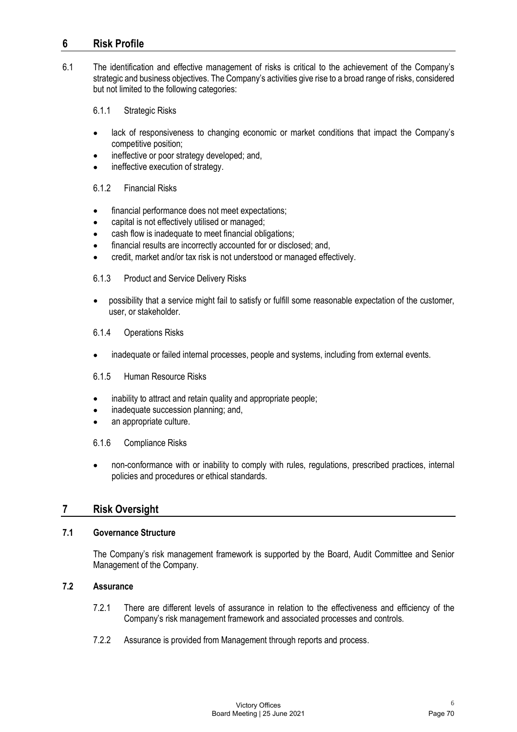## 6 Risk Profile

6.1 The identification and effective management of risks is critical to the achievement of the Company's strategic and business objectives. The Company's activities give rise to a broad range of risks, considered but not limited to the following categories:

6.1.1 Strategic Risks

- lack of responsiveness to changing economic or market conditions that impact the Company's competitive position;
- ineffective or poor strategy developed; and,
- ineffective execution of strategy.

6.1.2 Financial Risks

- financial performance does not meet expectations;
- capital is not effectively utilised or managed;
- cash flow is inadequate to meet financial obligations;
- financial results are incorrectly accounted for or disclosed; and,
- credit, market and/or tax risk is not understood or managed effectively.

6.1.3 Product and Service Delivery Risks

- possibility that a service might fail to satisfy or fulfill some reasonable expectation of the customer, user, or stakeholder.

6.1.4 Operations Risks

- inadequate or failed internal processes, people and systems, including from external events.

6.1.5 Human Resource Risks

- inability to attract and retain quality and appropriate people;
- inadequate succession planning; and,
- an appropriate culture.

6.1.6 Compliance Risks

- non-conformance with or inability to comply with rules, regulations, prescribed practices, internal policies and procedures or ethical standards.

## 7 Risk Oversight

### 7.1 Governance Structure

The Company's risk management framework is supported by the Board, Audit Committee and Senior Management of the Company.

### 7.2 Assurance

7.2.1 There are different levels of assurance in relation to the effectiveness and efficiency of the Company's risk management framework and associated processes and controls.

7.2.2 Assurance is provided from Management through reports and process.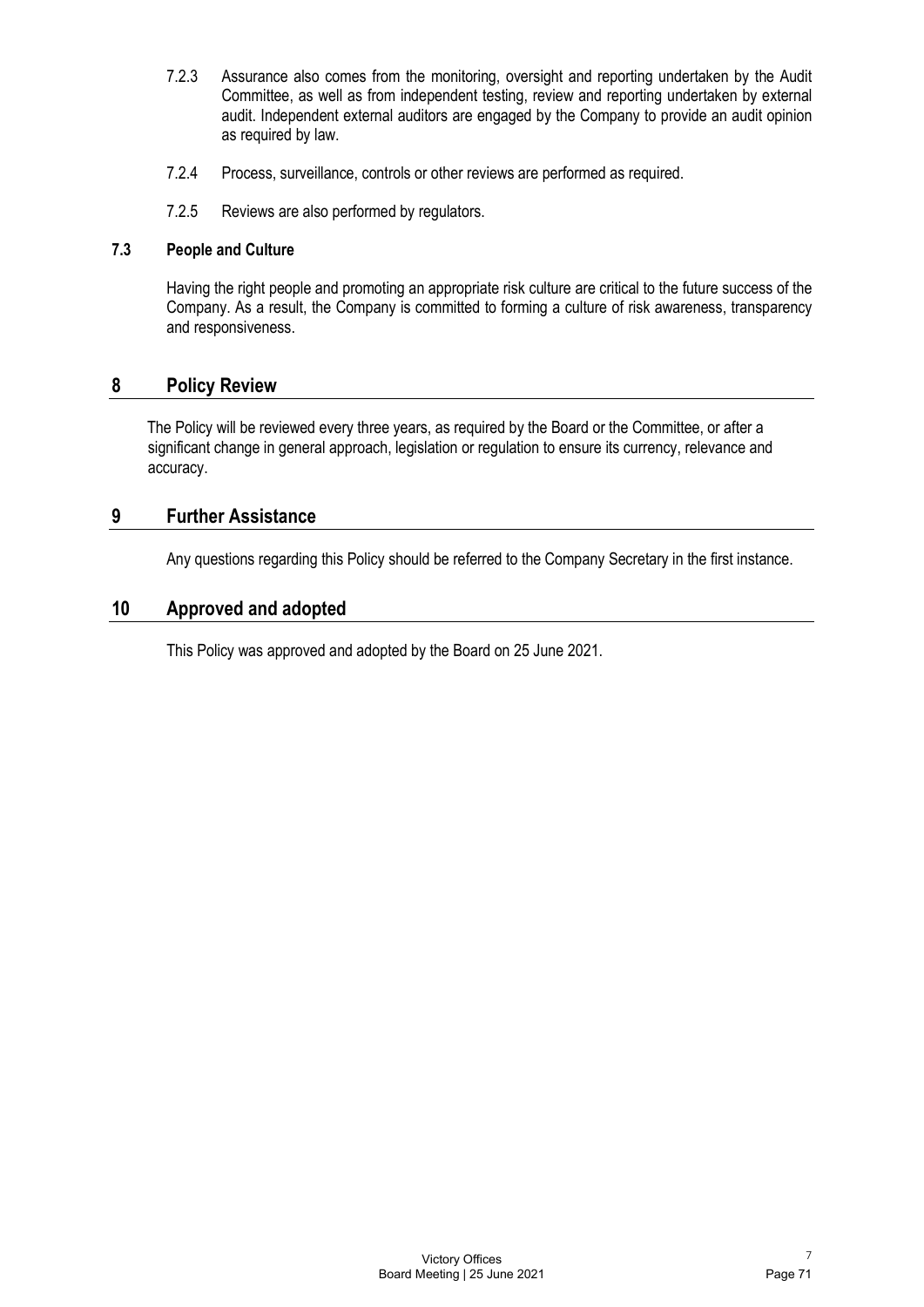7.2.3 Assurance also comes from the monitoring, oversight and reporting undertaken by the Audit Committee, as well as from independent testing, review and reporting undertaken by external audit. Independent external auditors are engaged by the Company to provide an audit opinion as required by law.

7.2.4 Process, surveillance, controls or other reviews are performed as required.

7.2.5 Reviews are also performed by regulators.

### 7.3 People and Culture

Having the right people and promoting an appropriate risk culture are critical to the future success of the Company. As a result, the Company is committed to forming a culture of risk awareness, transparency and responsiveness.

## 8 Policy Review

The Policy will be reviewed every three years, as required by the Board or the Committee, or after a significant change in general approach, legislation or regulation to ensure its currency, relevance and accuracy.

## 9 Further Assistance

Any questions regarding this Policy should be referred to the Company Secretary in the first instance.

## 10 Approved and adopted

This Policy was approved and adopted by the Board on 25 June 2021.